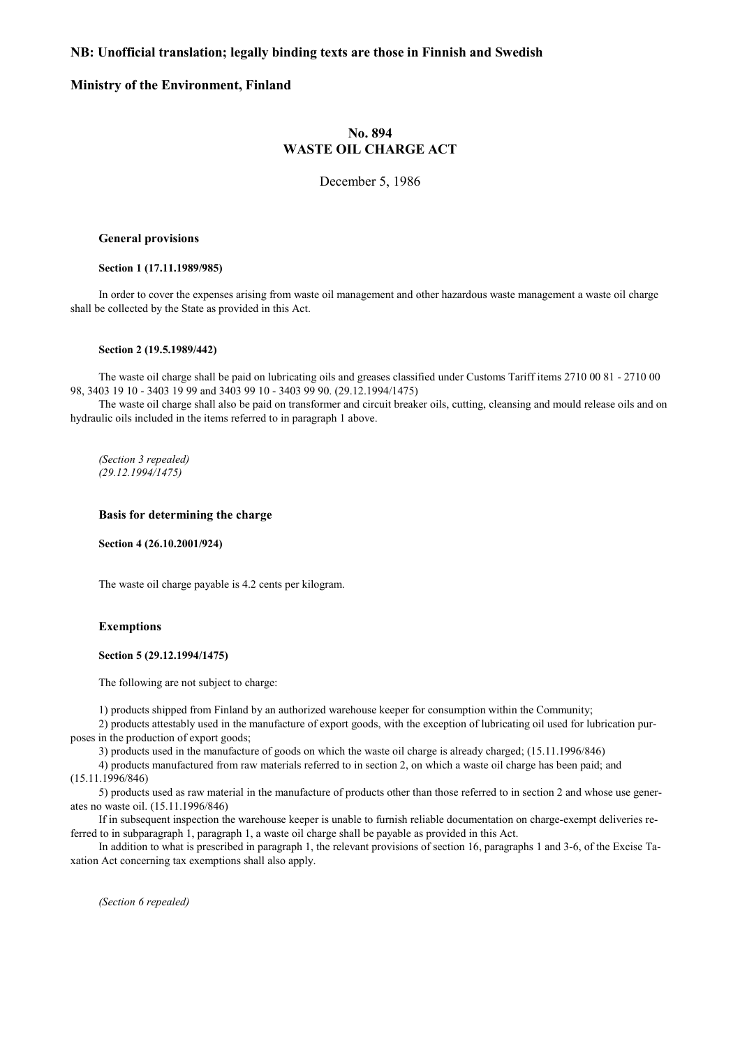**NB: Unofficial translation; legally binding texts are those in Finnish and Swedish**

**Ministry of the Environment, Finland**

# No. 894
# WASTE OIL CHARGE ACT

December 5, 1986

### General provisions

#### Section 1 (17.11.1989/985)

In order to cover the expenses arising from waste oil management and other hazardous waste management a waste oil charge shall be collected by the State as provided in this Act.

#### Section 2 (19.5.1989/442)

The waste oil charge shall be paid on lubricating oils and greases classified under Customs Tariff items 2710 00 81 - 2710 00 98, 3403 19 10 - 3403 19 99 and 3403 99 10 - 3403 99 90. (29.12.1994/1475)

The waste oil charge shall also be paid on transformer and circuit breaker oils, cutting, cleansing and mould release oils and on hydraulic oils included in the items referred to in paragraph 1 above.

*(Section 3 repealed)*
*(29.12.1994/1475)*

### Basis for determining the charge

#### Section 4 (26.10.2001/924)

The waste oil charge payable is 4.2 cents per kilogram.

### Exemptions

#### Section 5 (29.12.1994/1475)

The following are not subject to charge:

1) products shipped from Finland by an authorized warehouse keeper for consumption within the Community;

2) products attestably used in the manufacture of export goods, with the exception of lubricating oil used for lubrication purposes in the production of export goods;

3) products used in the manufacture of goods on which the waste oil charge is already charged; (15.11.1996/846)

4) products manufactured from raw materials referred to in section 2, on which a waste oil charge has been paid; and (15.11.1996/846)

5) products used as raw material in the manufacture of products other than those referred to in section 2 and whose use generates no waste oil. (15.11.1996/846)

If in subsequent inspection the warehouse keeper is unable to furnish reliable documentation on charge-exempt deliveries referred to in subparagraph 1, paragraph 1, a waste oil charge shall be payable as provided in this Act.

In addition to what is prescribed in paragraph 1, the relevant provisions of section 16, paragraphs 1 and 3-6, of the Excise Taxation Act concerning tax exemptions shall also apply.

*(Section 6 repealed)*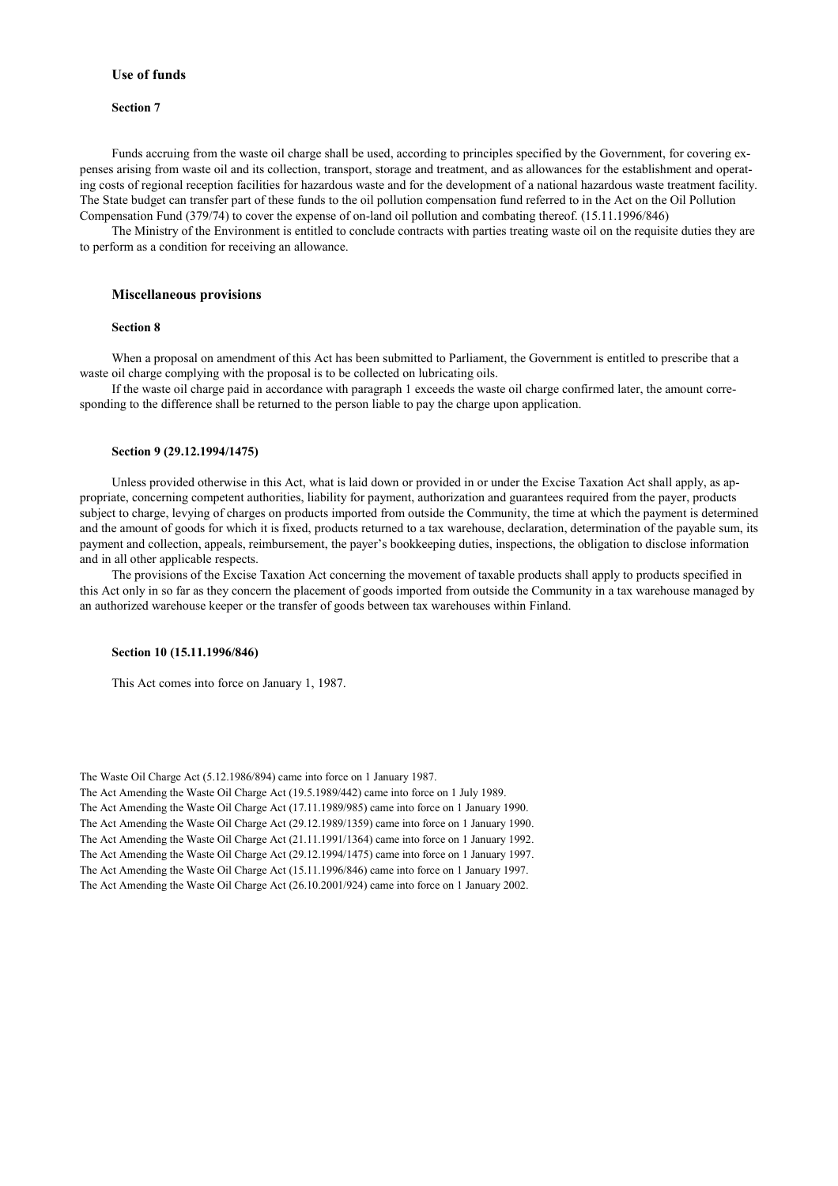## Use of funds

### Section 7

Funds accruing from the waste oil charge shall be used, according to principles specified by the Government, for covering expenses arising from waste oil and its collection, transport, storage and treatment, and as allowances for the establishment and operating costs of regional reception facilities for hazardous waste and for the development of a national hazardous waste treatment facility. The State budget can transfer part of these funds to the oil pollution compensation fund referred to in the Act on the Oil Pollution Compensation Fund (379/74) to cover the expense of on-land oil pollution and combating thereof. (15.11.1996/846)

The Ministry of the Environment is entitled to conclude contracts with parties treating waste oil on the requisite duties they are to perform as a condition for receiving an allowance.

## Miscellaneous provisions

### Section 8

When a proposal on amendment of this Act has been submitted to Parliament, the Government is entitled to prescribe that a waste oil charge complying with the proposal is to be collected on lubricating oils.

If the waste oil charge paid in accordance with paragraph 1 exceeds the waste oil charge confirmed later, the amount corresponding to the difference shall be returned to the person liable to pay the charge upon application.

### Section 9 (29.12.1994/1475)

Unless provided otherwise in this Act, what is laid down or provided in or under the Excise Taxation Act shall apply, as appropriate, concerning competent authorities, liability for payment, authorization and guarantees required from the payer, products subject to charge, levying of charges on products imported from outside the Community, the time at which the payment is determined and the amount of goods for which it is fixed, products returned to a tax warehouse, declaration, determination of the payable sum, its payment and collection, appeals, reimbursement, the payer's bookkeeping duties, inspections, the obligation to disclose information and in all other applicable respects.

The provisions of the Excise Taxation Act concerning the movement of taxable products shall apply to products specified in this Act only in so far as they concern the placement of goods imported from outside the Community in a tax warehouse managed by an authorized warehouse keeper or the transfer of goods between tax warehouses within Finland.

### Section 10 (15.11.1996/846)

This Act comes into force on January 1, 1987.

The Waste Oil Charge Act (5.12.1986/894) came into force on 1 January 1987.
The Act Amending the Waste Oil Charge Act (19.5.1989/442) came into force on 1 July 1989.
The Act Amending the Waste Oil Charge Act (17.11.1989/985) came into force on 1 January 1990.
The Act Amending the Waste Oil Charge Act (29.12.1989/1359) came into force on 1 January 1990.
The Act Amending the Waste Oil Charge Act (21.11.1991/1364) came into force on 1 January 1992.
The Act Amending the Waste Oil Charge Act (29.12.1994/1475) came into force on 1 January 1997.
The Act Amending the Waste Oil Charge Act (15.11.1996/846) came into force on 1 January 1997.
The Act Amending the Waste Oil Charge Act (26.10.2001/924) came into force on 1 January 2002.